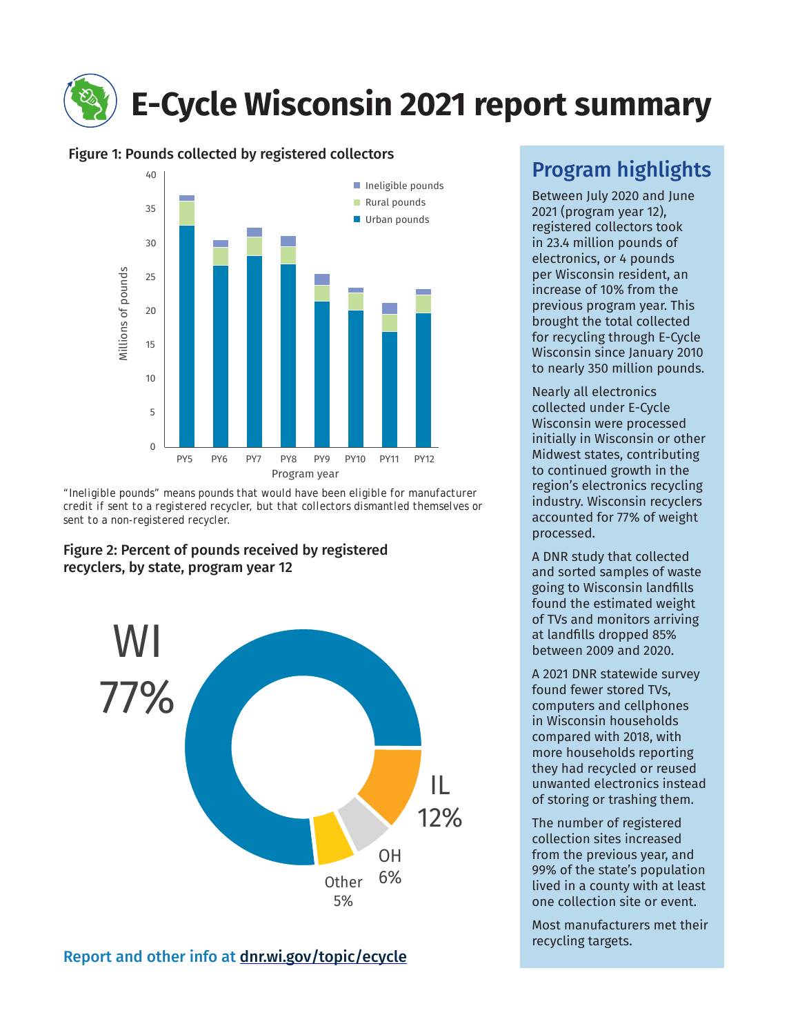# E-Cycle Wisconsin 2021 report summary

**Figure 1: Pounds collected by registered collectors**

"Ineligible pounds" means pounds that would have been eligible for manufacturer credit if sent to a registered recycler, but that collectors dismantled themselves or sent to a non-registered recycler.

**Figure 2: Percent of pounds received by registered recyclers, by state, program year 12**

| State | Percent |
|---|---|
| WI | 77% |
| IL | 12% |
| OH | 6% |
| Other | 5% |

**Report and other info at dnr.wi.gov/topic/ecycle**

## Program highlights

Between July 2020 and June 2021 (program year 12), registered collectors took in 23.4 million pounds of electronics, or 4 pounds per Wisconsin resident, an increase of 10% from the previous program year. This brought the total collected for recycling through E-Cycle Wisconsin since January 2010 to nearly 350 million pounds.

Nearly all electronics collected under E-Cycle Wisconsin were processed initially in Wisconsin or other Midwest states, contributing to continued growth in the region's electronics recycling industry. Wisconsin recyclers accounted for 77% of weight processed.

A DNR study that collected and sorted samples of waste going to Wisconsin landfills found the estimated weight of TVs and monitors arriving at landfills dropped 85% between 2009 and 2020.

A 2021 DNR statewide survey found fewer stored TVs, computers and cellphones in Wisconsin households compared with 2018, with more households reporting they had recycled or reused unwanted electronics instead of storing or trashing them.

The number of registered collection sites increased from the previous year, and 99% of the state's population lived in a county with at least one collection site or event.

Most manufacturers met their recycling targets.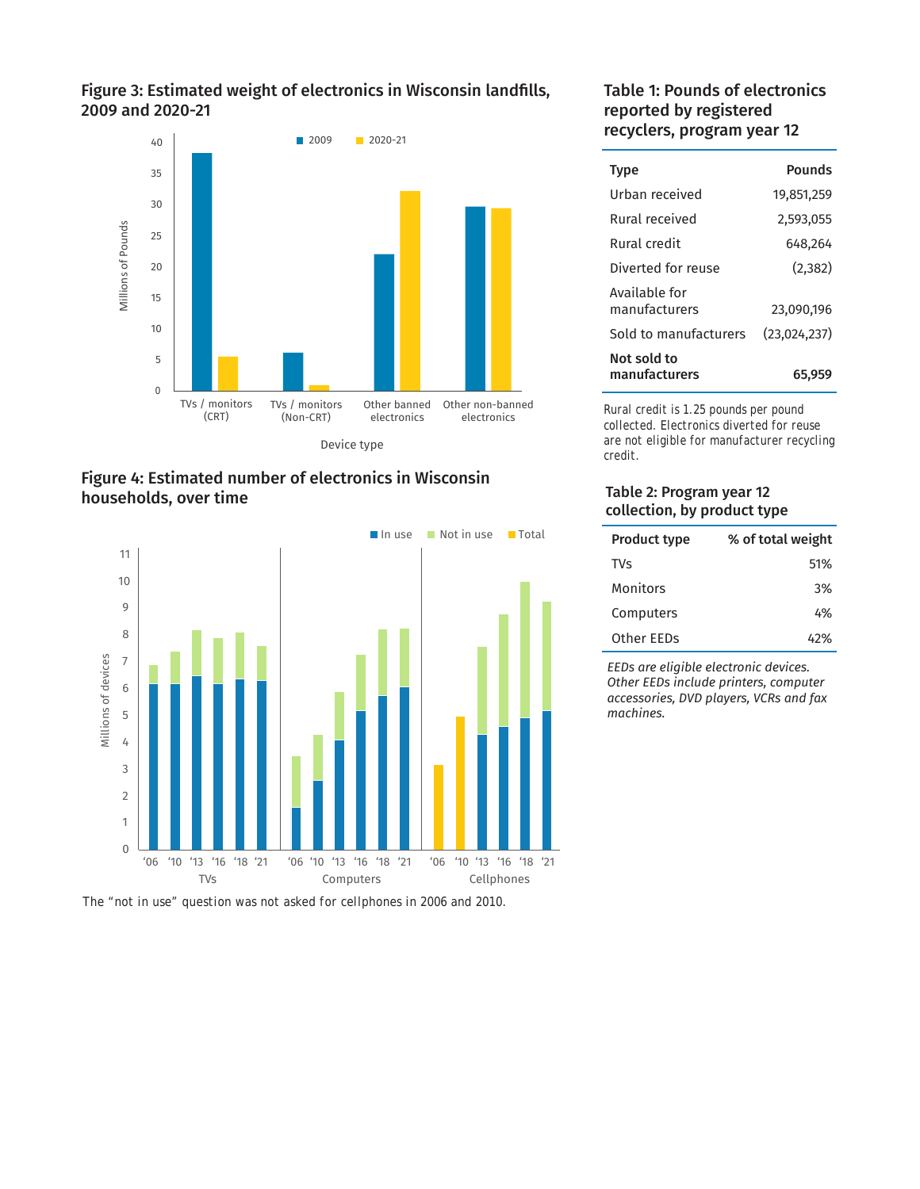## Figure 3: Estimated weight of electronics in Wisconsin landfills, 2009 and 2020-21

## Figure 4: Estimated number of electronics in Wisconsin households, over time

The "not in use" question was not asked for cellphones in 2006 and 2010.

## Table 1: Pounds of electronics reported by registered recyclers, program year 12

| Type | Pounds |
|---|---|
| Urban received | 19,851,259 |
| Rural received | 2,593,055 |
| Rural credit | 648,264 |
| Diverted for reuse | (2,382) |
| Available for manufacturers | 23,090,196 |
| Sold to manufacturers | (23,024,237) |
| **Not sold to manufacturers** | **65,959** |

Rural credit is 1.25 pounds per pound collected. Electronics diverted for reuse are not eligible for manufacturer recycling credit.

## Table 2: Program year 12 collection, by product type

| Product type | % of total weight |
|---|---|
| TVs | 51% |
| Monitors | 3% |
| Computers | 4% |
| Other EEDs | 42% |

*EEDs are eligible electronic devices. Other EEDs include printers, computer accessories, DVD players, VCRs and fax machines.*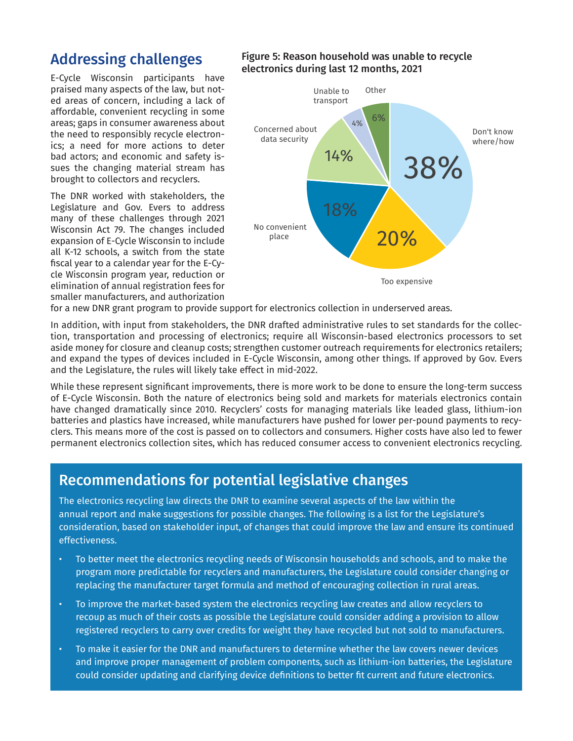## Addressing challenges

E-Cycle Wisconsin participants have praised many aspects of the law, but noted areas of concern, including a lack of affordable, convenient recycling in some areas; gaps in consumer awareness about the need to responsibly recycle electronics; a need for more actions to deter bad actors; and economic and safety issues the changing material stream has brought to collectors and recyclers.

The DNR worked with stakeholders, the Legislature and Gov. Evers to address many of these challenges through 2021 Wisconsin Act 79. The changes included expansion of E-Cycle Wisconsin to include all K-12 schools, a switch from the state fiscal year to a calendar year for the E-Cycle Wisconsin program year, reduction or elimination of annual registration fees for smaller manufacturers, and authorization for a new DNR grant program to provide support for electronics collection in underserved areas.

**Figure 5: Reason household was unable to recycle electronics during last 12 months, 2021**

| Reason | Percent |
|---|---|
| Don't know where/how | 38% |
| Too expensive | 20% |
| No convenient place | 18% |
| Concerned about data security | 14% |
| Unable to transport | 4% |
| Other | 6% |

In addition, with input from stakeholders, the DNR drafted administrative rules to set standards for the collection, transportation and processing of electronics; require all Wisconsin-based electronics processors to set aside money for closure and cleanup costs; strengthen customer outreach requirements for electronics retailers; and expand the types of devices included in E-Cycle Wisconsin, among other things. If approved by Gov. Evers and the Legislature, the rules will likely take effect in mid-2022.

While these represent significant improvements, there is more work to be done to ensure the long-term success of E-Cycle Wisconsin. Both the nature of electronics being sold and markets for materials electronics contain have changed dramatically since 2010. Recyclers' costs for managing materials like leaded glass, lithium-ion batteries and plastics have increased, while manufacturers have pushed for lower per-pound payments to recyclers. This means more of the cost is passed on to collectors and consumers. Higher costs have also led to fewer permanent electronics collection sites, which has reduced consumer access to convenient electronics recycling.

## Recommendations for potential legislative changes

The electronics recycling law directs the DNR to examine several aspects of the law within the annual report and make suggestions for possible changes. The following is a list for the Legislature's consideration, based on stakeholder input, of changes that could improve the law and ensure its continued effectiveness.

- To better meet the electronics recycling needs of Wisconsin households and schools, and to make the program more predictable for recyclers and manufacturers, the Legislature could consider changing or replacing the manufacturer target formula and method of encouraging collection in rural areas.
- To improve the market-based system the electronics recycling law creates and allow recyclers to recoup as much of their costs as possible the Legislature could consider adding a provision to allow registered recyclers to carry over credits for weight they have recycled but not sold to manufacturers.
- To make it easier for the DNR and manufacturers to determine whether the law covers newer devices and improve proper management of problem components, such as lithium-ion batteries, the Legislature could consider updating and clarifying device definitions to better fit current and future electronics.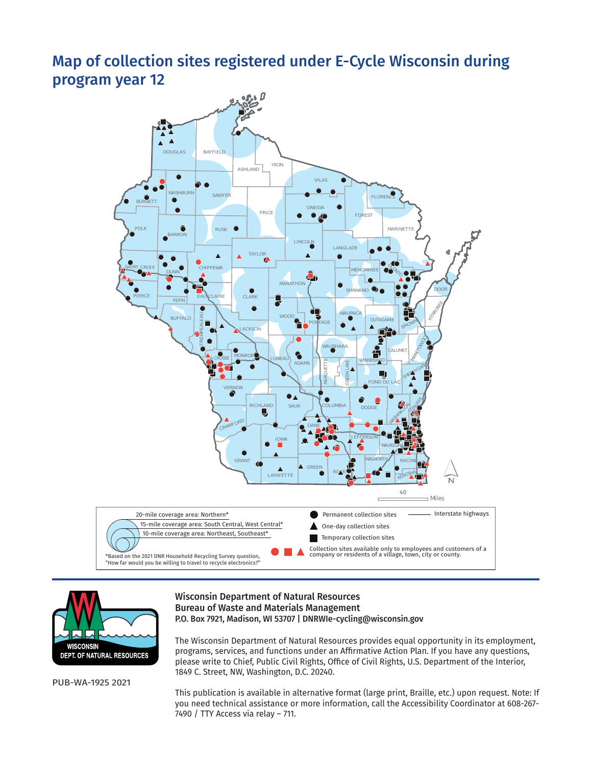# Map of collection sites registered under E-Cycle Wisconsin during program year 12

DOUGLAS
BAYFIELD
ASHLAND
IRON
VILAS
WASHBURN
SAWYER
BURNETT
PRICE
ONEIDA
FLORENCE
FOREST
POLK
BARRON
RUSK
MARINETTE
LINCOLN
TAYLOR
LANGLADE
SAINT CROIX
CHIPPEWA
DUNN
MENOMINEE
OCONTO
MARATHON
SHAWANO
PIERCE
EAU CLAIRE
CLARK
DOOR
PEPIN
WOOD
PORTAGE
WAUPACA
OUTAGAMIE
BROWN
KEWAUNEE
BUFFALO
TREMPEALEAU
JACKSON
WAUSHARA
CALUMET
MANITOWOC
MONROE
LA CROSSE
JUNEAU
ADAMS
WINNEBAGO
MARQUETTE
GREEN LAKE
FOND DU LAC
SHEBOYGAN
VERNON
RICHLAND
SAUK
COLUMBIA
DODGE
WASHINGTON
OZAUKEE
CRAWFORD
DANE
JEFFERSON
WAUKESHA
MILWAUKEE
IOWA
GRANT
GREEN
ROCK
WALWORTH
RACINE
KENOSHA
LAFAYETTE

N

40
Miles

20-mile coverage area: Northern*
15-mile coverage area: South Central, West Central*
10-mile coverage area: Northeast, Southeast*

*Based on the 2021 DNR Household Recycling Survey question, "How far would you be willing to travel to recycle electronics?"

Permanent collection sites
One-day collection sites
Temporary collection sites
Collection sites available only to employees and customers of a company or residents of a village, town, city or county.

Interstate highways

WISCONSIN DEPT. OF NATURAL RESOURCES

PUB-WA-1925 2021

**Wisconsin Department of Natural Resources**
**Bureau of Waste and Materials Management**
**P.O. Box 7921, Madison, WI 53707 | DNRWIe-cycling@wisconsin.gov**

The Wisconsin Department of Natural Resources provides equal opportunity in its employment, programs, services, and functions under an Affirmative Action Plan. If you have any questions, please write to Chief, Public Civil Rights, Office of Civil Rights, U.S. Department of the Interior, 1849 C. Street, NW, Washington, D.C. 20240.

This publication is available in alternative format (large print, Braille, etc.) upon request. Note: If you need technical assistance or more information, call the Accessibility Coordinator at 608-267-7490 / TTY Access via relay – 711.